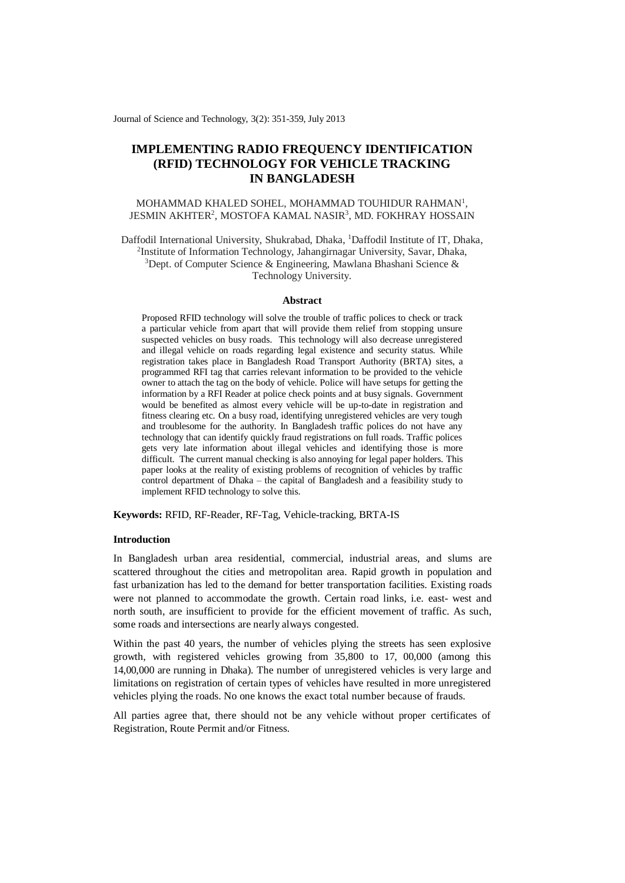# IMPLEMENTING RADIO FREQUENCY IDENTIFICATION (RFID) TECHNOLOGY FOR VEHICLE TRACKING IN BANGLADESH

MOHAMMAD KHALED SOHEL, MOHAMMAD TOUHIDUR RAHMAN[1], JESMIN AKHTER[2], MOSTOFA KAMAL NASIR[3], MD. FOKHRAY HOSSAIN

Daffodil International University, Shukrabad, Dhaka, [1]Daffodil Institute of IT, Dhaka, [2]Institute of Information Technology, Jahangirnagar University, Savar, Dhaka, [3]Dept. of Computer Science & Engineering, Mawlana Bhashani Science & Technology University.

### Abstract

Proposed RFID technology will solve the trouble of traffic polices to check or track a particular vehicle from apart that will provide them relief from stopping unsure suspected vehicles on busy roads. This technology will also decrease unregistered and illegal vehicle on roads regarding legal existence and security status. While registration takes place in Bangladesh Road Transport Authority (BRTA) sites, a programmed RFI tag that carries relevant information to be provided to the vehicle owner to attach the tag on the body of vehicle. Police will have setups for getting the information by a RFI Reader at police check points and at busy signals. Government would be benefited as almost every vehicle will be up-to-date in registration and fitness clearing etc. On a busy road, identifying unregistered vehicles are very tough and troublesome for the authority. In Bangladesh traffic polices do not have any technology that can identify quickly fraud registrations on full roads. Traffic polices gets very late information about illegal vehicles and identifying those is more difficult. The current manual checking is also annoying for legal paper holders. This paper looks at the reality of existing problems of recognition of vehicles by traffic control department of Dhaka – the capital of Bangladesh and a feasibility study to implement RFID technology to solve this.

**Keywords:** RFID, RF-Reader, RF-Tag, Vehicle-tracking, BRTA-IS

## Introduction

In Bangladesh urban area residential, commercial, industrial areas, and slums are scattered throughout the cities and metropolitan area. Rapid growth in population and fast urbanization has led to the demand for better transportation facilities. Existing roads were not planned to accommodate the growth. Certain road links, i.e. east- west and north south, are insufficient to provide for the efficient movement of traffic. As such, some roads and intersections are nearly always congested.

Within the past 40 years, the number of vehicles plying the streets has seen explosive growth, with registered vehicles growing from 35,800 to 17, 00,000 (among this 14,00,000 are running in Dhaka). The number of unregistered vehicles is very large and limitations on registration of certain types of vehicles have resulted in more unregistered vehicles plying the roads. No one knows the exact total number because of frauds.

All parties agree that, there should not be any vehicle without proper certificates of Registration, Route Permit and/or Fitness.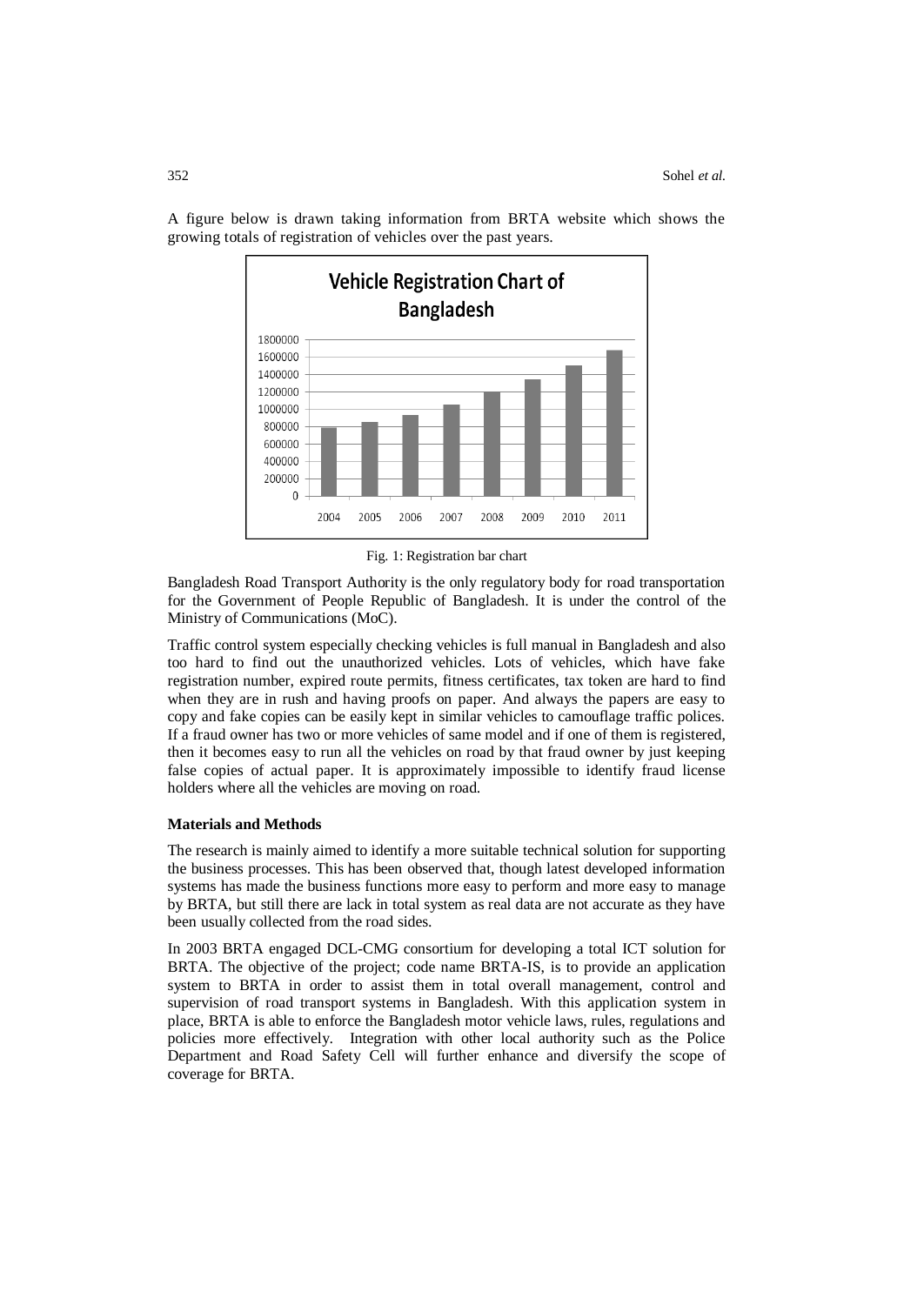A figure below is drawn taking information from BRTA website which shows the growing totals of registration of vehicles over the past years.

Fig. 1: Registration bar chart

Bangladesh Road Transport Authority is the only regulatory body for road transportation for the Government of People Republic of Bangladesh. It is under the control of the Ministry of Communications (MoC).

Traffic control system especially checking vehicles is full manual in Bangladesh and also too hard to find out the unauthorized vehicles. Lots of vehicles, which have fake registration number, expired route permits, fitness certificates, tax token are hard to find when they are in rush and having proofs on paper. And always the papers are easy to copy and fake copies can be easily kept in similar vehicles to camouflage traffic polices. If a fraud owner has two or more vehicles of same model and if one of them is registered, then it becomes easy to run all the vehicles on road by that fraud owner by just keeping false copies of actual paper. It is approximately impossible to identify fraud license holders where all the vehicles are moving on road.

**Materials and Methods**

The research is mainly aimed to identify a more suitable technical solution for supporting the business processes. This has been observed that, though latest developed information systems has made the business functions more easy to perform and more easy to manage by BRTA, but still there are lack in total system as real data are not accurate as they have been usually collected from the road sides.

In 2003 BRTA engaged DCL-CMG consortium for developing a total ICT solution for BRTA. The objective of the project; code name BRTA-IS, is to provide an application system to BRTA in order to assist them in total overall management, control and supervision of road transport systems in Bangladesh. With this application system in place, BRTA is able to enforce the Bangladesh motor vehicle laws, rules, regulations and policies more effectively. Integration with other local authority such as the Police Department and Road Safety Cell will further enhance and diversify the scope of coverage for BRTA.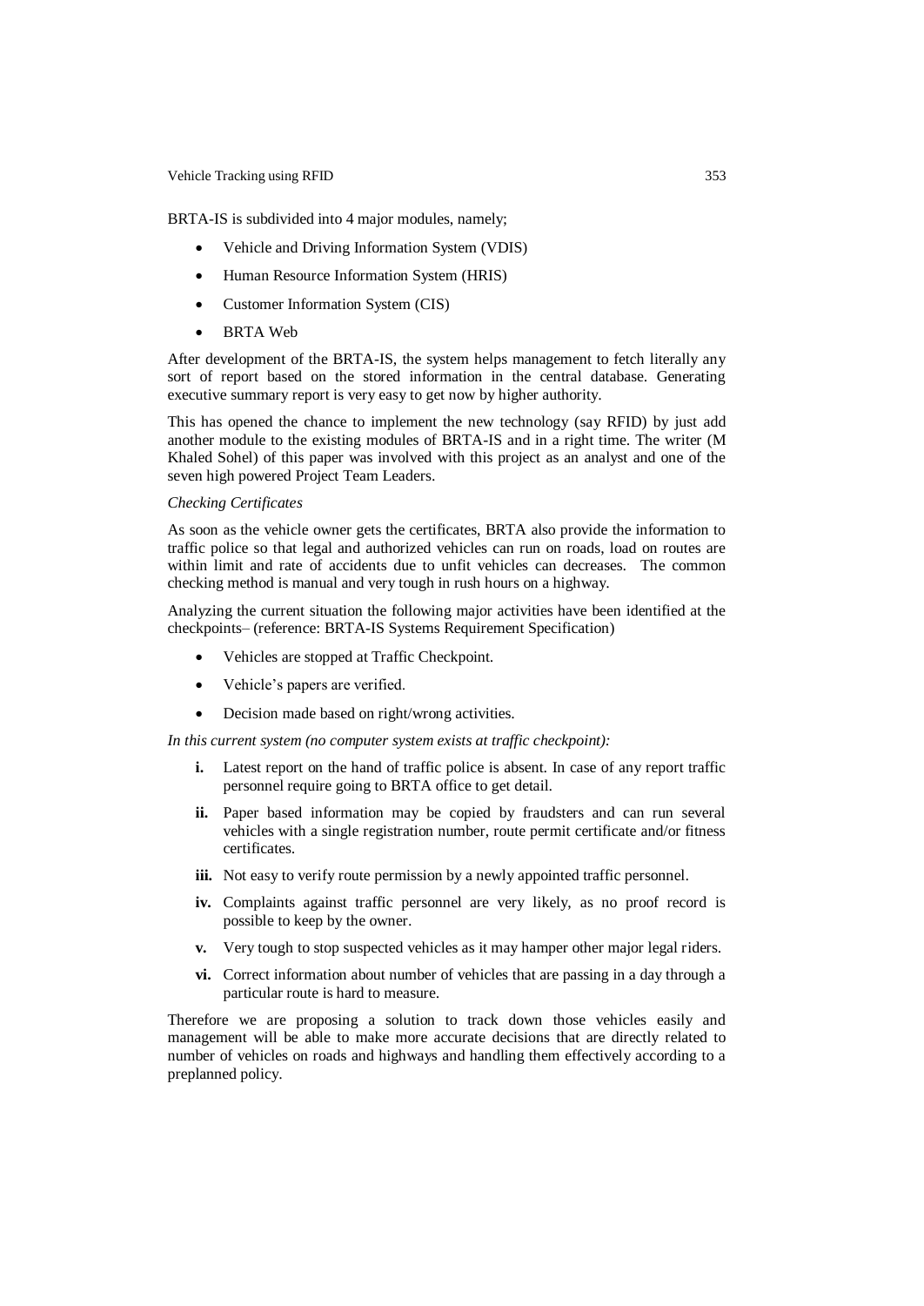BRTA-IS is subdivided into 4 major modules, namely;

- Vehicle and Driving Information System (VDIS)
- Human Resource Information System (HRIS)
- Customer Information System (CIS)
- BRTA Web

After development of the BRTA-IS, the system helps management to fetch literally any sort of report based on the stored information in the central database. Generating executive summary report is very easy to get now by higher authority.

This has opened the chance to implement the new technology (say RFID) by just add another module to the existing modules of BRTA-IS and in a right time. The writer (M Khaled Sohel) of this paper was involved with this project as an analyst and one of the seven high powered Project Team Leaders.

*Checking Certificates*

As soon as the vehicle owner gets the certificates, BRTA also provide the information to traffic police so that legal and authorized vehicles can run on roads, load on routes are within limit and rate of accidents due to unfit vehicles can decreases. The common checking method is manual and very tough in rush hours on a highway.

Analyzing the current situation the following major activities have been identified at the checkpoints– (reference: BRTA-IS Systems Requirement Specification)

- Vehicles are stopped at Traffic Checkpoint.
- Vehicle's papers are verified.
- Decision made based on right/wrong activities.

*In this current system (no computer system exists at traffic checkpoint):*

- **i.** Latest report on the hand of traffic police is absent. In case of any report traffic personnel require going to BRTA office to get detail.
- **ii.** Paper based information may be copied by fraudsters and can run several vehicles with a single registration number, route permit certificate and/or fitness certificates.
- **iii.** Not easy to verify route permission by a newly appointed traffic personnel.
- **iv.** Complaints against traffic personnel are very likely, as no proof record is possible to keep by the owner.
- **v.** Very tough to stop suspected vehicles as it may hamper other major legal riders.
- **vi.** Correct information about number of vehicles that are passing in a day through a particular route is hard to measure.

Therefore we are proposing a solution to track down those vehicles easily and management will be able to make more accurate decisions that are directly related to number of vehicles on roads and highways and handling them effectively according to a preplanned policy.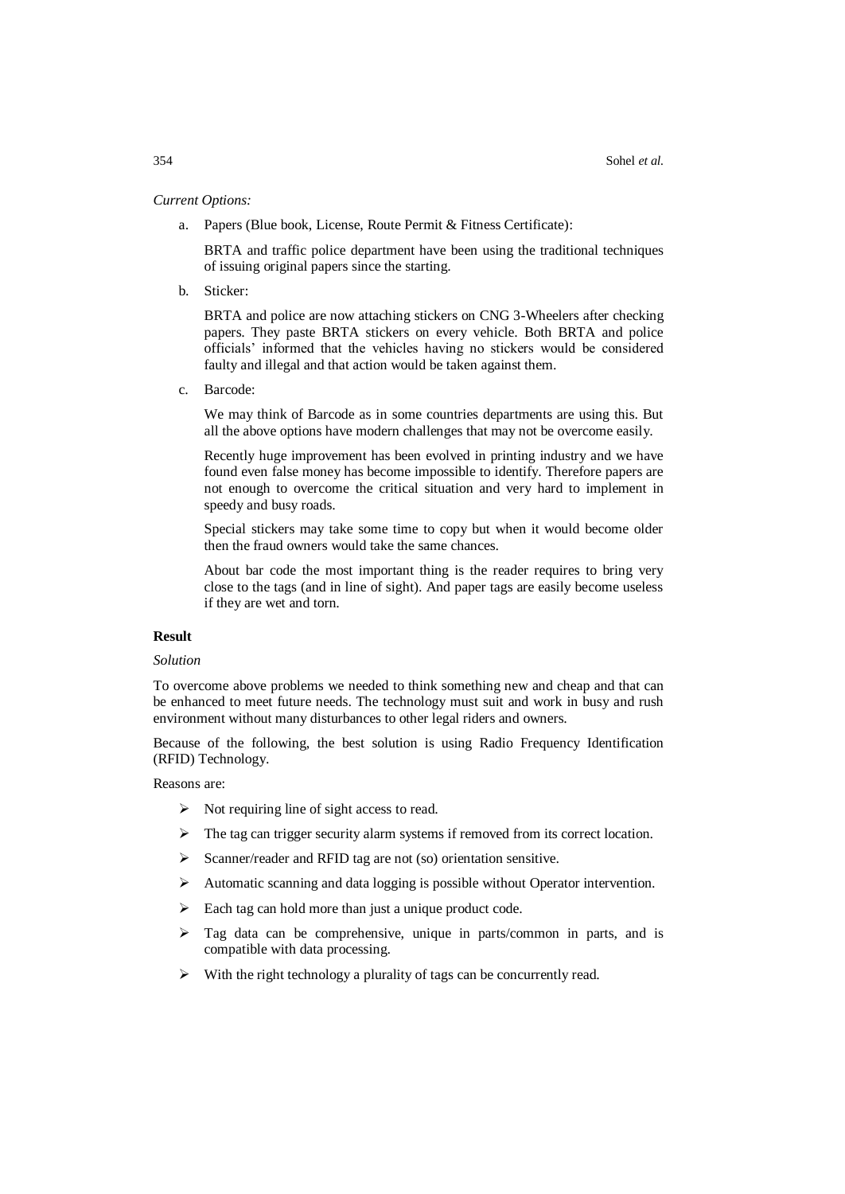*Current Options:*

a. Papers (Blue book, License, Route Permit & Fitness Certificate):

   BRTA and traffic police department have been using the traditional techniques of issuing original papers since the starting.

b. Sticker:

   BRTA and police are now attaching stickers on CNG 3-Wheelers after checking papers. They paste BRTA stickers on every vehicle. Both BRTA and police officials' informed that the vehicles having no stickers would be considered faulty and illegal and that action would be taken against them.

c. Barcode:

   We may think of Barcode as in some countries departments are using this. But all the above options have modern challenges that may not be overcome easily.

   Recently huge improvement has been evolved in printing industry and we have found even false money has become impossible to identify. Therefore papers are not enough to overcome the critical situation and very hard to implement in speedy and busy roads.

   Special stickers may take some time to copy but when it would become older then the fraud owners would take the same chances.

   About bar code the most important thing is the reader requires to bring very close to the tags (and in line of sight). And paper tags are easily become useless if they are wet and torn.

**Result**

*Solution*

To overcome above problems we needed to think something new and cheap and that can be enhanced to meet future needs. The technology must suit and work in busy and rush environment without many disturbances to other legal riders and owners.

Because of the following, the best solution is using Radio Frequency Identification (RFID) Technology.

Reasons are:

- Not requiring line of sight access to read.
- The tag can trigger security alarm systems if removed from its correct location.
- Scanner/reader and RFID tag are not (so) orientation sensitive.
- Automatic scanning and data logging is possible without Operator intervention.
- Each tag can hold more than just a unique product code.
- Tag data can be comprehensive, unique in parts/common in parts, and is compatible with data processing.
- With the right technology a plurality of tags can be concurrently read.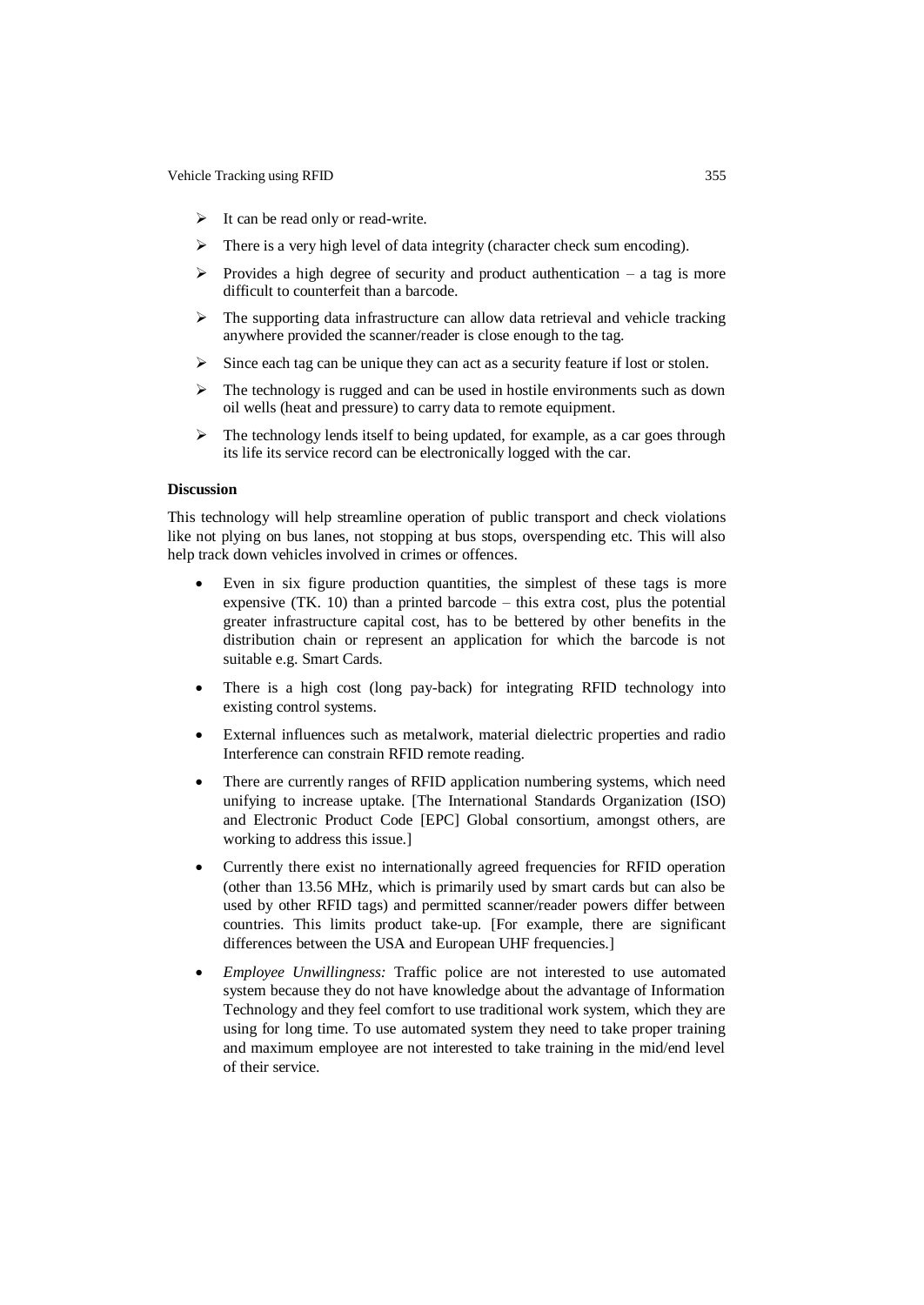- It can be read only or read-write.
- There is a very high level of data integrity (character check sum encoding).
- Provides a high degree of security and product authentication – a tag is more difficult to counterfeit than a barcode.
- The supporting data infrastructure can allow data retrieval and vehicle tracking anywhere provided the scanner/reader is close enough to the tag.
- Since each tag can be unique they can act as a security feature if lost or stolen.
- The technology is rugged and can be used in hostile environments such as down oil wells (heat and pressure) to carry data to remote equipment.
- The technology lends itself to being updated, for example, as a car goes through its life its service record can be electronically logged with the car.

**Discussion**

This technology will help streamline operation of public transport and check violations like not plying on bus lanes, not stopping at bus stops, overspending etc. This will also help track down vehicles involved in crimes or offences.

- Even in six figure production quantities, the simplest of these tags is more expensive (TK. 10) than a printed barcode – this extra cost, plus the potential greater infrastructure capital cost, has to be bettered by other benefits in the distribution chain or represent an application for which the barcode is not suitable e.g. Smart Cards.
- There is a high cost (long pay-back) for integrating RFID technology into existing control systems.
- External influences such as metalwork, material dielectric properties and radio Interference can constrain RFID remote reading.
- There are currently ranges of RFID application numbering systems, which need unifying to increase uptake. [The International Standards Organization (ISO) and Electronic Product Code [EPC] Global consortium, amongst others, are working to address this issue.]
- Currently there exist no internationally agreed frequencies for RFID operation (other than 13.56 MHz, which is primarily used by smart cards but can also be used by other RFID tags) and permitted scanner/reader powers differ between countries. This limits product take-up. [For example, there are significant differences between the USA and European UHF frequencies.]
- *Employee Unwillingness:* Traffic police are not interested to use automated system because they do not have knowledge about the advantage of Information Technology and they feel comfort to use traditional work system, which they are using for long time. To use automated system they need to take proper training and maximum employee are not interested to take training in the mid/end level of their service.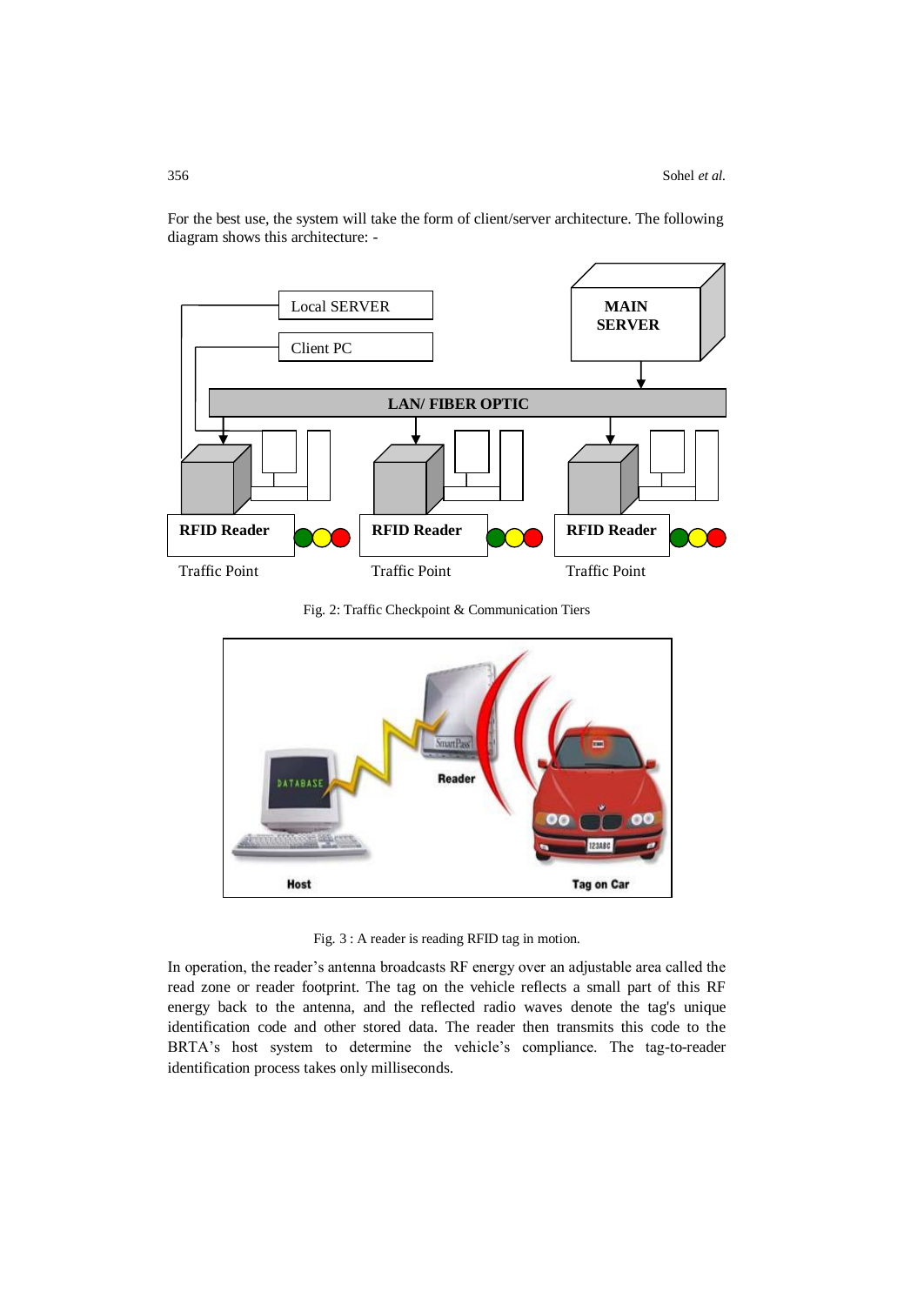For the best use, the system will take the form of client/server architecture. The following diagram shows this architecture: -

Fig. 2: Traffic Checkpoint & Communication Tiers

Fig. 3 : A reader is reading RFID tag in motion.

In operation, the reader's antenna broadcasts RF energy over an adjustable area called the read zone or reader footprint. The tag on the vehicle reflects a small part of this RF energy back to the antenna, and the reflected radio waves denote the tag's unique identification code and other stored data. The reader then transmits this code to the BRTA's host system to determine the vehicle's compliance. The tag-to-reader identification process takes only milliseconds.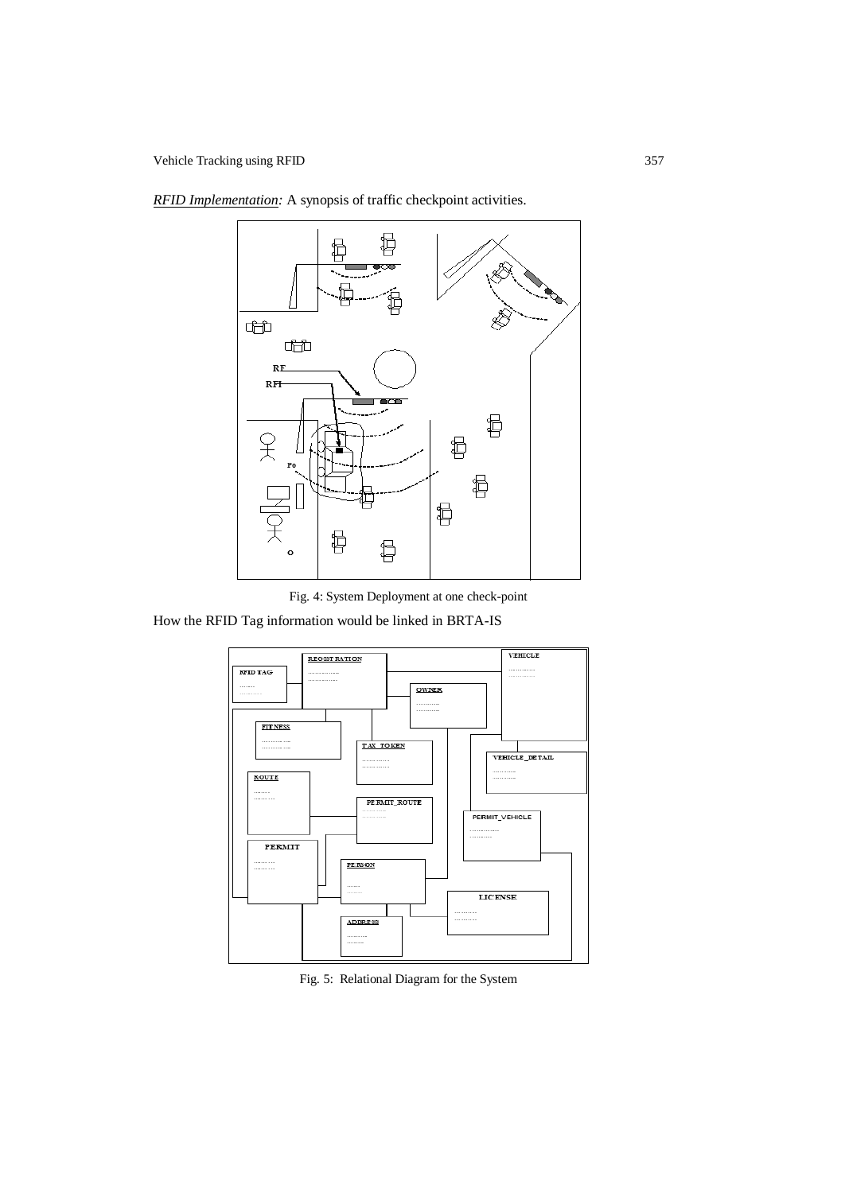*RFID Implementation:* A synopsis of traffic checkpoint activities.

Fig. 4: System Deployment at one check-point

How the RFID Tag information would be linked in BRTA-IS

Fig. 5: Relational Diagram for the System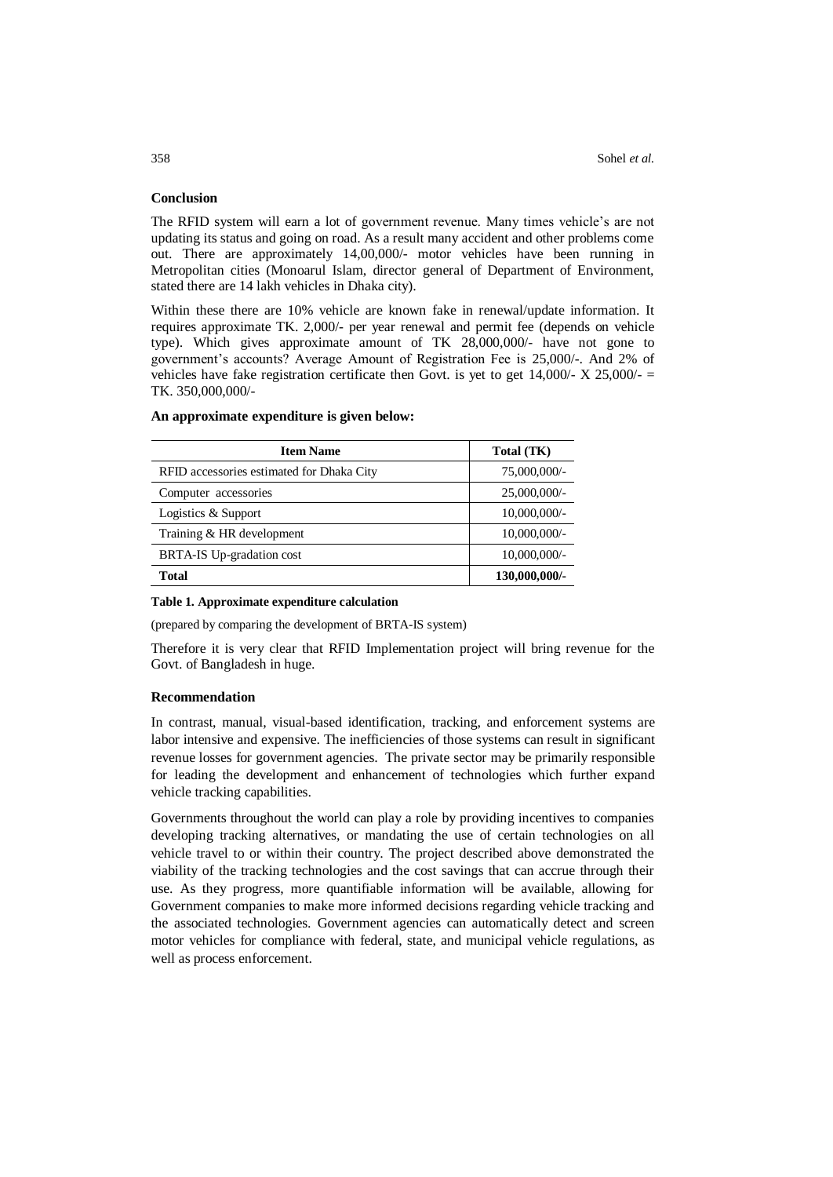### Conclusion

The RFID system will earn a lot of government revenue. Many times vehicle's are not updating its status and going on road. As a result many accident and other problems come out. There are approximately 14,00,000/- motor vehicles have been running in Metropolitan cities (Monoarul Islam, director general of Department of Environment, stated there are 14 lakh vehicles in Dhaka city).

Within these there are 10% vehicle are known fake in renewal/update information. It requires approximate TK. 2,000/- per year renewal and permit fee (depends on vehicle type). Which gives approximate amount of TK 28,000,000/- have not gone to government's accounts? Average Amount of Registration Fee is 25,000/-. And 2% of vehicles have fake registration certificate then Govt. is yet to get 14,000/- X 25,000/- = TK. 350,000,000/-

**An approximate expenditure is given below:**

| Item Name | Total (TK) |
| --- | --- |
| RFID accessories estimated for Dhaka City | 75,000,000/- |
| Computer accessories | 25,000,000/- |
| Logistics & Support | 10,000,000/- |
| Training & HR development | 10,000,000/- |
| BRTA-IS Up-gradation cost | 10,000,000/- |
| **Total** | **130,000,000/-** |

**Table 1. Approximate expenditure calculation**

(prepared by comparing the development of BRTA-IS system)

Therefore it is very clear that RFID Implementation project will bring revenue for the Govt. of Bangladesh in huge.

### Recommendation

In contrast, manual, visual-based identification, tracking, and enforcement systems are labor intensive and expensive. The inefficiencies of those systems can result in significant revenue losses for government agencies. The private sector may be primarily responsible for leading the development and enhancement of technologies which further expand vehicle tracking capabilities.

Governments throughout the world can play a role by providing incentives to companies developing tracking alternatives, or mandating the use of certain technologies on all vehicle travel to or within their country. The project described above demonstrated the viability of the tracking technologies and the cost savings that can accrue through their use. As they progress, more quantifiable information will be available, allowing for Government companies to make more informed decisions regarding vehicle tracking and the associated technologies. Government agencies can automatically detect and screen motor vehicles for compliance with federal, state, and municipal vehicle regulations, as well as process enforcement.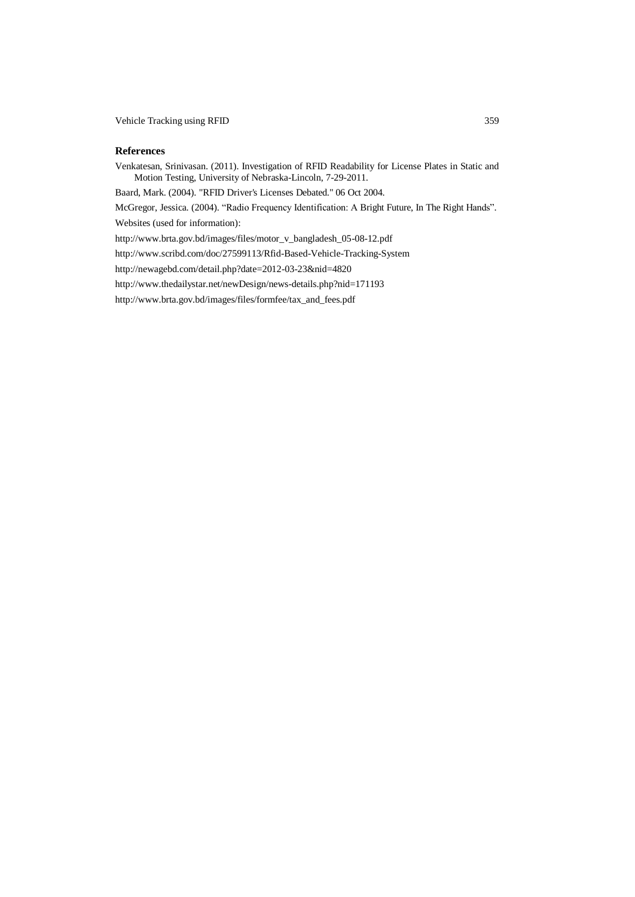## References

Venkatesan, Srinivasan. (2011). Investigation of RFID Readability for License Plates in Static and Motion Testing, University of Nebraska-Lincoln, 7-29-2011.

Baard, Mark. (2004). "RFID Driver's Licenses Debated." 06 Oct 2004.

McGregor, Jessica. (2004). "Radio Frequency Identification: A Bright Future, In The Right Hands".

Websites (used for information):

http://www.brta.gov.bd/images/files/motor_v_bangladesh_05-08-12.pdf

http://www.scribd.com/doc/27599113/Rfid-Based-Vehicle-Tracking-System

http://newagebd.com/detail.php?date=2012-03-23&nid=4820

http://www.thedailystar.net/newDesign/news-details.php?nid=171193

http://www.brta.gov.bd/images/files/formfee/tax_and_fees.pdf